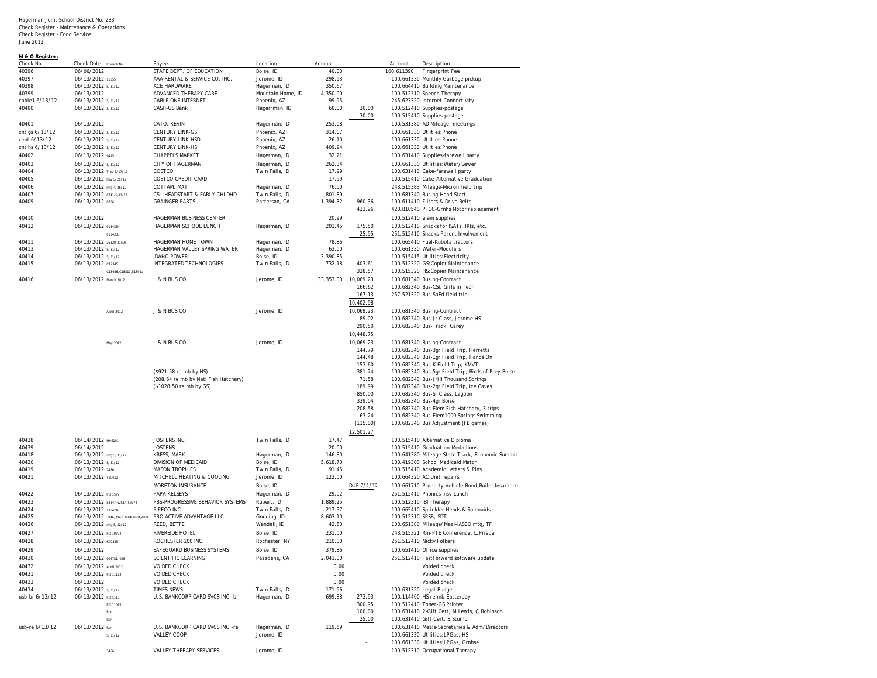Hagerman Joint School District No. 233
Check Register - Maintenance & Operations
Check Register - Food Service
June 2012

**M & O Register:**

| Check No. | Check Date | Invoice No. | Payee | Location | Amount | | Account | Description |
|---|---|---|---|---|---|---|---|---|
| 40396 | 06/06/2012 | | STATE DEPT. OF EDUCATION | Boise, ID | 40.00 | | 100.611390 | Fingerprint Fee |
| 40397 | 06/13/2012 | 11855 | AAA RENTAL & SERVICE CO. INC. | Jerome, ID | 298.93 | | 100.661330 | Monthly Garbage pickup |
| 40398 | 06/13/2012 | 5/31/12 | ACE HARDWARE | Hagerman, ID | 350.67 | | 100.664410 | Building Maintenance |
| 40399 | 06/13/2012 | | ADVANCED THERAPY CARE | Mountain Home, ID | 4,350.00 | | 100.512310 | Speech Therapy |
| cable1 6/13/12 | 06/13/2012 | 5/31/12 | CABLE ONE INTERNET | Phoenix, AZ | 99.95 | | 245.623320 | Internet Connectivity |
| 40400 | 06/13/2012 | 5/31/12 | CASH-US Bank | Hagerrman, ID | 60.00 | 30.00 | 100.512410 | Supplies-postage |
| | | | | | | 30.00 | 100.515410 | Supplies-postage |
| 40401 | 06/13/2012 | | CATO, KEVIN | Hagerman, ID | 253.08 | | 100.531380 | AD Mileage, meetings |
| cnt gs 6/13/12 | 06/13/2012 | 5/31/12 | CENTURY LINK-GS | Phoenix, AZ | 314.07 | | 100.661330 | Utilties:Phone |
| cent 6/13/12 | 06/13/2012 | 5/31/12 | CENTURY LINK-HSD | Phoenix, AZ | 26.10 | | 100.661330 | Utilties:Phone |
| cnt hs 6/13/12 | 06/13/2012 | 5/31/12 | CENTURY LINK-HS | Phoenix, AZ | 409.94 | | 100.661330 | Utilties:Phone |
| 40402 | 06/13/2012 | 9415 | CHAPPELS MARKET | Hagerman, ID | 32.21 | | 100.631410 | Supplies-farewell party |
| 40403 | 06/13/2012 | 5/31/12 | CITY OF HAGERMAN | Hagerman, ID | 262.34 | | 100.661330 | Utilities:Water/Sewer |
| 40404 | 06/13/2012 | Tina 5/17/12 | COSTCO | Twin Falls, ID | 17.99 | | 100.631410 | Cake-farewell party |
| 40405 | 06/13/2012 | Ray 5/21/12 | COSTCO CREDIT CARD | | 17.99 | | 100.515410 | Cake-Alternative Graduation |
| 40406 | 06/13/2012 | mlg 4/26/12 | COTTAM, MATT | Hagerman, ID | 76.00 | | 243.515383 | Mileage-Micron field trip |
| 40407 | 06/13/2012 | 0741-5-11-12 | CSI -HEADSTART & EARLY CHLDHD | Twin Falls, ID | 801.89 | | 100.681340 | Busing:Head Start |
| 40409 | 06/13/2012 | 0786 | GRAINGER PARTS | Patterson, CA | 1,394.32 | 960.36 | 100.611410 | Filters & Drive Belts |
| | | | | | | 433.96 | 420.810540 | PFCC-Grnhs Motor replacement |
| 40410 | 06/13/2012 | | HAGERMAN BUSINESS CENTER | | 20.99 | | 100.512410 | elem supplies |
| 40412 | 06/13/2012 | 0134334 | HAGERMAN SCHOOL LUNCH | Hagerman, ID | 201.45 | 175.50 | 100.512410 | Snacks for ISATs, IRIs, etc. |
| | | 0134333 | | | | 25.95 | 251.512410 | Snacks-Parent Involvement |
| 40411 | 06/13/2012 | 26320,21595 | HAGERMAN HOME TOWN | Hagerman, ID | 78.86 | | 100.665410 | Fuel-Kubota tractors |
| 40413 | 06/13/2012 | 5/31/12 | HAGERMAN VALLEY SPRING WATER | Hagerman, ID | 63.00 | | 100.661330 | Water-Modulars |
| 40414 | 06/13/2012 | 5/31/12 | IDAHO POWER | Boise, ID | 3,390.85 | | 100.515415 | Utilities:Electricity |
| 40415 | 06/13/2012 | C19345 | INTEGRATED TECHNOLOGIES | Twin Falls, ID | 732.18 | 403.61 | 100.512320 | GS:Copier Maintenance |
| | | C18936,C18817,51899a | | | | 328.57 | 100.515320 | HS:Copier Maintenance |
| 40416 | 06/13/2012 | March 2012 | J & N BUS CO. | Jerome, ID | 33,353.00 | 10,069.23 | 100.681340 | Busing-Contract |
| | | | | | | 166.62 | 100.682340 | Bus-CSI, Girls in Tech |
| | | | | | | 167.13 | 257.521320 | Bus-SpEd field trip |
| | | | | | | 10,402.98 | | |
| | | April 2012 | J & N BUS CO. | Jerome, ID | | 10,069.23 | 100.681340 | Busing-Contract |
| | | | | | | 89.02 | 100.682340 | Bus-Jr Class, Jerome HS |
| | | | | | | 290.50 | 100.682340 | Bus-Track, Carey |
| | | | | | | 10,448.75 | | |
| | | May 2012 | J & N BUS CO. | Jerome, ID | | 10,069.23 | 100.681340 | Busing-Contract |
| | | | | | | 144.79 | 100.682340 | Bus-3gr Field Trip, Herretts |
| | | | | | | 144.48 | 100.682340 | Bus-1gr Field Trip, Hands On |
| | | | | | | 153.60 | 100.682340 | Bus-K Field Trip, KMVT |
| | | | ($921.58 reimb by HS) | | | 381.74 | 100.682340 | Bus-5gr Field Trip, Birds of Prey-Boise |
| | | | (208.64 reimb by Natl Fish Hatchery) | | | 71.58 | 100.682340 | Bus-JrHi Thousand Springs |
| | | | ($1028.50 reimb by GS) | | | 189.99 | 100.682340 | Bus-2gr Field Trip, Ice Caves |
| | | | | | | 850.00 | 100.682340 | Bus-Sr Class, Lagoon |
| | | | | | | 339.04 | 100.682340 | Bus-4gr Boise |
| | | | | | | 208.58 | 100.682340 | Bus-Elem Fish Hatchery, 3 trips |
| | | | | | | 63.24 | 100.682340 | Bus-Elem1000 Springs Swimming |
| | | | | | | (115.00) | 100.682340 | Bus Adjustment (FB games) |
| | | | | | | 12,501.27 | | |
| 40438 | 06/14/2012 | HHS101 | JOSTENS INC. | Twin Falls, ID | 17.47 | | 100.515410 | Alternative Diploma |
| 40439 | 06/14/2012 | | JOSTENS | | 20.00 | | 100.515410 | Graduation-Medallions |
| 40418 | 06/13/2012 | mlg 5/31/12 | KRESS, MARK | Hagerman, ID | 146.30 | | 100.641380 | Mileage-State Track, Economic Summit |
| 40420 | 06/13/2012 | 5/31/12 | DIVISION OF MEDICAID | Boise, ID | 5,618.70 | | 100.419300 | School Medicaid Match |
| 40419 | 06/13/2012 | 2486 | MASON TROPHIES | Twin Falls, ID | 91.45 | | 100.515410 | Academic Letters & Pins |
| 40421 | 06/13/2012 | T30012 | MITCHELL HEATING & COOLING | Jerome, ID | 123.00 | | 100.664320 | AC Unit repairs |
| | | | MORETON INSURANCE | Boise, ID | | DUE 7/1/12 | 100.661710 | Property,Vehicle,Bond,Boiler Insurance |
| 40422 | 06/13/2012 | PO 1577 | PAPA KELSEYS | Hagerman, ID | 29.02 | | 251.512410 | Phonics Insv-Lunch |
| 40423 | 06/13/2012 | 52347,52514,52674 | PBS-PROGRESSIVE BEHAVIOR SYSTEMS | Rupert, ID | 1,889.25 | | 100.512310 | IBI Therapy |
| 40424 | 06/13/2012 | 130424 | PIPECO INC | Twin Falls, ID | 217.57 | | 100.665410 | Sprinkler Heads & Solenoids |
| 40425 | 06/13/2012 | 3946,3947,3984,4004,4026 | PRO ACTIVE ADVANTAGE LLC | Gooding, ID | 8,603.10 | | 100.512310 | SPSR, SDT |
| 40426 | 06/13/2012 | mlg 5/22/12 | REED, BETTE | Wendell, ID | 42.53 | | 100.651380 | Mileage/Meal-IASBO mtg, TF |
| 40427 | 06/13/2012 | PO 10774 | RIVERSIDE HOTEL | Boise, ID | 231.00 | | 243.515321 | Rm-PTE Conference, L.Priebe |
| 40428 | 06/13/2012 | K49839 | ROCHESTER 100 INC. | Rochester, NY | 210.00 | | 251.512410 | Nicky Folkers |
| 40429 | 06/13/2012 | | SAFEGUARD BUSINESS SYSTEMS | Boise, ID | 379.86 | | 100.651410 | Office supplies |
| 40430 | 06/13/2012 | 006781_048 | SCIENTIFIC LEARNING | Pasadena, CA | 2,041.00 | | 251.512410 | FastForward software update |
| 40432 | 06/13/2012 | April 2012 | VOIDED CHECK | | 0.00 | | | Voided check |
| 40431 | 06/13/2012 | PO 11152 | VOIDED CHECK | | 0.00 | | | Voided check |
| 40433 | 06/13/2012 | | VOIDED CHECK | | 0.00 | | | Voided check |
| 40434 | 06/13/2012 | 5/31/12 | TIMES NEWS | Twin Falls, ID | 171.96 | | 100.631320 | Legal-Budget |
| usb-br 6/13/12 | 06/13/2012 | PO 5318 | U.S. BANKCORP CARD SVCS INC.-br | Hagerman, ID | 699.88 | 273.93 | 100.114400 | HS reimb-Easterday |
| | | PO 11015 | | | | 300.95 | 100.512410 | Toner-GS Printer |
| | | Ron | | | | 100.00 | 100.631410 | 2-Gift Cert, M.Lewis, C.Robinson |
| | | Ron | | | | 25.00 | 100.631410 | Gift Cert, S.Stump |
| usb-re 6/13/12 | 06/13/2012 | Ron | U.S. BANKCORP CARD SVCS INC.-re | Hagerman, ID | 119.69 | | 100.631410 | Meals-Secretaries & Adm/Directors |
| | | 5/31/12 | VALLEY COOP | Jerome, ID | - | - | 100.661330 | Utilities:LPGas, HS |
| | | | | | | - | 100.661330 | Utilities:LPGas, Grnhse |
| | | 3456 | VALLEY THERAPY SERVICES | Jerome, ID | | | 100.512310 | Occupational Therapy |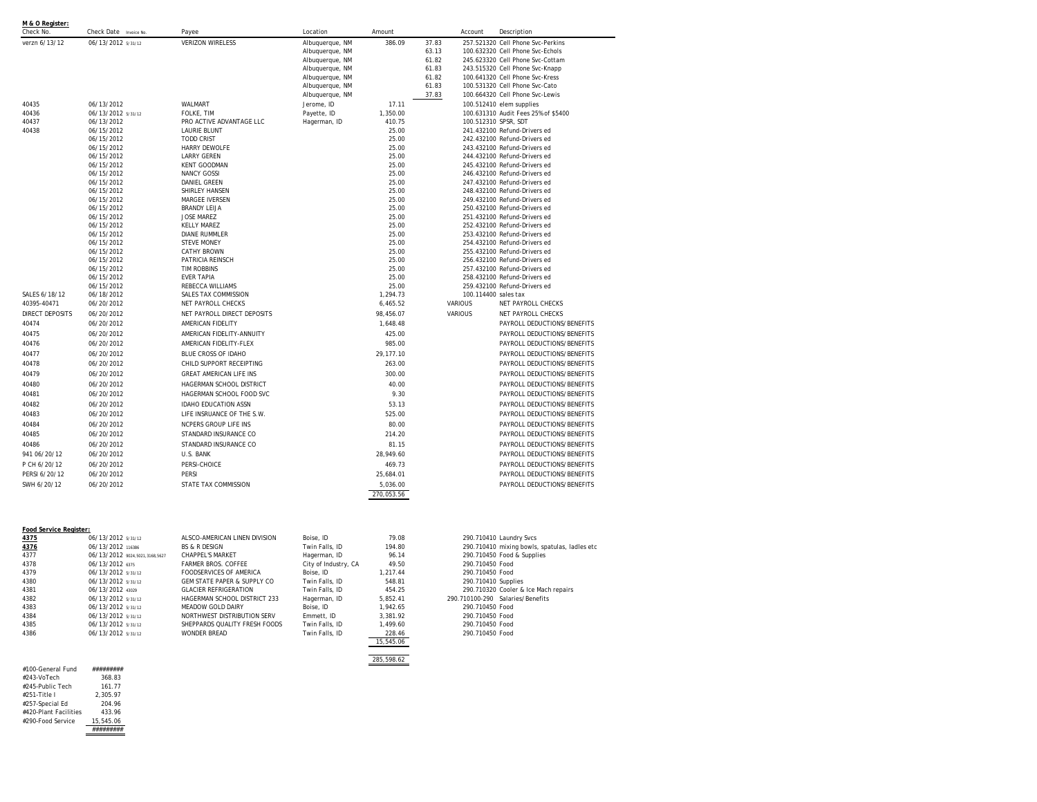**M & O Register:**

| Check No. | Check Date | Invoice No. | Payee | Location | Amount | | Account | Description |
|---|---|---|---|---|---|---|---|---|
| verzn 6/13/12 | 06/13/2012 | 5/31/12 | VERIZON WIRELESS | Albuquerque, NM | 386.09 | 37.83 | 257.521320 | Cell Phone Svc-Perkins |
| | | | | Albuquerque, NM | | 63.13 | 100.632320 | Cell Phone Svc-Echols |
| | | | | Albuquerque, NM | | 61.82 | 245.623320 | Cell Phone Svc-Cottam |
| | | | | Albuquerque, NM | | 61.83 | 243.515320 | Cell Phone Svc-Knapp |
| | | | | Albuquerque, NM | | 61.82 | 100.641320 | Cell Phone Svc-Kress |
| | | | | Albuquerque, NM | | 61.83 | 100.531320 | Cell Phone Svc-Cato |
| | | | | Albuquerque, NM | | 37.83 | 100.664320 | Cell Phone Svc-Lewis |
| 40435 | 06/13/2012 | | WALMART | Jerome, ID | 17.11 | | 100.512410 | elem supplies |
| 40436 | 06/13/2012 | 5/31/12 | FOLKE, TIM | Payette, ID | 1,350.00 | | 100.631310 | Audit Fees 25% of $5400 |
| 40437 | 06/13/2012 | | PRO ACTIVE ADVANTAGE LLC | Hagerman, ID | 410.75 | | 100.512310 | SPSR, SDT |
| 40438 | 06/15/2012 | | LAURIE BLUNT | | 25.00 | | 241.432100 | Refund-Drivers ed |
| | 06/15/2012 | | TODD CRIST | | 25.00 | | 242.432100 | Refund-Drivers ed |
| | 06/15/2012 | | HARRY DEWOLFE | | 25.00 | | 243.432100 | Refund-Drivers ed |
| | 06/15/2012 | | LARRY GEREN | | 25.00 | | 244.432100 | Refund-Drivers ed |
| | 06/15/2012 | | KENT GOODMAN | | 25.00 | | 245.432100 | Refund-Drivers ed |
| | 06/15/2012 | | NANCY GOSSI | | 25.00 | | 246.432100 | Refund-Drivers ed |
| | 06/15/2012 | | DANIEL GREEN | | 25.00 | | 247.432100 | Refund-Drivers ed |
| | 06/15/2012 | | SHIRLEY HANSEN | | 25.00 | | 248.432100 | Refund-Drivers ed |
| | 06/15/2012 | | MARGEE IVERSEN | | 25.00 | | 249.432100 | Refund-Drivers ed |
| | 06/15/2012 | | BRANDY LEIJA | | 25.00 | | 250.432100 | Refund-Drivers ed |
| | 06/15/2012 | | JOSE MAREZ | | 25.00 | | 251.432100 | Refund-Drivers ed |
| | 06/15/2012 | | KELLY MAREZ | | 25.00 | | 252.432100 | Refund-Drivers ed |
| | 06/15/2012 | | DIANE RUMMLER | | 25.00 | | 253.432100 | Refund-Drivers ed |
| | 06/15/2012 | | STEVE MONEY | | 25.00 | | 254.432100 | Refund-Drivers ed |
| | 06/15/2012 | | CATHY BROWN | | 25.00 | | 255.432100 | Refund-Drivers ed |
| | 06/15/2012 | | PATRICIA REINSCH | | 25.00 | | 256.432100 | Refund-Drivers ed |
| | 06/15/2012 | | TIM ROBBINS | | 25.00 | | 257.432100 | Refund-Drivers ed |
| | 06/15/2012 | | EVER TAPIA | | 25.00 | | 258.432100 | Refund-Drivers ed |
| | 06/15/2012 | | REBECCA WILLIAMS | | 25.00 | | 259.432100 | Refund-Drivers ed |
| SALES 6/18/12 | 06/18/2012 | | SALES TAX COMMISSION | | 1,294.73 | | 100.114400 | sales tax |
| 40395-40471 | 06/20/2012 | | NET PAYROLL CHECKS | | 6,465.52 | | VARIOUS | NET PAYROLL CHECKS |
| DIRECT DEPOSITS | 06/20/2012 | | NET PAYROLL DIRECT DEPOSITS | | 98,456.07 | | VARIOUS | NET PAYROLL CHECKS |
| 40474 | 06/20/2012 | | AMERICAN FIDELITY | | 1,648.48 | | | PAYROLL DEDUCTIONS/BENEFITS |
| 40475 | 06/20/2012 | | AMERICAN FIDELITY-ANNUITY | | 425.00 | | | PAYROLL DEDUCTIONS/BENEFITS |
| 40476 | 06/20/2012 | | AMERICAN FIDELITY-FLEX | | 985.00 | | | PAYROLL DEDUCTIONS/BENEFITS |
| 40477 | 06/20/2012 | | BLUE CROSS OF IDAHO | | 29,177.10 | | | PAYROLL DEDUCTIONS/BENEFITS |
| 40478 | 06/20/2012 | | CHILD SUPPORT RECEIPTING | | 263.00 | | | PAYROLL DEDUCTIONS/BENEFITS |
| 40479 | 06/20/2012 | | GREAT AMERICAN LIFE INS | | 300.00 | | | PAYROLL DEDUCTIONS/BENEFITS |
| 40480 | 06/20/2012 | | HAGERMAN SCHOOL DISTRICT | | 40.00 | | | PAYROLL DEDUCTIONS/BENEFITS |
| 40481 | 06/20/2012 | | HAGERMAN SCHOOL FOOD SVC | | 9.30 | | | PAYROLL DEDUCTIONS/BENEFITS |
| 40482 | 06/20/2012 | | IDAHO EDUCATION ASSN | | 53.13 | | | PAYROLL DEDUCTIONS/BENEFITS |
| 40483 | 06/20/2012 | | LIFE INSRUANCE OF THE S.W. | | 525.00 | | | PAYROLL DEDUCTIONS/BENEFITS |
| 40484 | 06/20/2012 | | NCPERS GROUP LIFE INS | | 80.00 | | | PAYROLL DEDUCTIONS/BENEFITS |
| 40485 | 06/20/2012 | | STANDARD INSURANCE CO | | 214.20 | | | PAYROLL DEDUCTIONS/BENEFITS |
| 40486 | 06/20/2012 | | STANDARD INSURANCE CO | | 81.15 | | | PAYROLL DEDUCTIONS/BENEFITS |
| 941 06/20/12 | 06/20/2012 | | U.S. BANK | | 28,949.60 | | | PAYROLL DEDUCTIONS/BENEFITS |
| P CH 6/20/12 | 06/20/2012 | | PERSI-CHOICE | | 469.73 | | | PAYROLL DEDUCTIONS/BENEFITS |
| PERSI 6/20/12 | 06/20/2012 | | PERSI | | 25,684.01 | | | PAYROLL DEDUCTIONS/BENEFITS |
| SWH 6/20/12 | 06/20/2012 | | STATE TAX COMMISSION | | 5,036.00 | | | PAYROLL DEDUCTIONS/BENEFITS |
| | | | | | 270,053.56 | | | |

**Food Service Register:**

| Check No. | Check Date | Invoice No. | Payee | Location | Amount | Account | Description |
|---|---|---|---|---|---|---|---|
| 4375 | 06/13/2012 | 5/31/12 | ALSCO-AMERICAN LINEN DIVISION | Boise, ID | 79.08 | 290.710410 | Laundry Svcs |
| 4376 | 06/13/2012 | 116386 | BS & R DESIGN | Twin Falls, ID | 194.80 | 290.710410 | mixing bowls, spatulas, ladles etc |
| 4377 | 06/13/2012 | 9024,9021,3168,5627 | CHAPPEL'S MARKET | Hagerman, ID | 96.14 | 290.710450 | Food & Supplies |
| 4378 | 06/13/2012 | 6375 | FARMER BROS. COFFEE | City of Industry, CA | 49.50 | 290.710450 | Food |
| 4379 | 06/13/2012 | 5/31/12 | FOODSERVICES OF AMERICA | Boise, ID | 1,217.44 | 290.710450 | Food |
| 4380 | 06/13/2012 | 5/31/12 | GEM STATE PAPER & SUPPLY CO | Twin Falls, ID | 548.81 | 290.710410 | Supplies |
| 4381 | 06/13/2012 | 43609 | GLACIER REFRIGERATION | Twin Falls, ID | 454.25 | 290.710320 | Cooler & Ice Mach repairs |
| 4382 | 06/13/2012 | 5/31/12 | HAGERMAN SCHOOL DISTRICT 233 | Hagerman, ID | 5,852.41 | 290.710100-290 | Salaries/Benefits |
| 4383 | 06/13/2012 | 5/31/12 | MEADOW GOLD DAIRY | Boise, ID | 1,942.65 | 290.710450 | Food |
| 4384 | 06/13/2012 | 5/31/12 | NORTHWEST DISTRIBUTION SERV | Emmett, ID | 3,381.92 | 290.710450 | Food |
| 4385 | 06/13/2012 | 5/31/12 | SHEPPARDS QUALITY FRESH FOODS | Twin Falls, ID | 1,499.60 | 290.710450 | Food |
| 4386 | 06/13/2012 | 5/31/12 | WONDER BREAD | Twin Falls, ID | 228.46 | 290.710450 | Food |
| | | | | | 15,545.06 | | |
| | | | | | 285,598.62 | | |

| | |
|---|---|
| #100-General Fund | ######### |
| #243-VoTech | 368.83 |
| #245-Public Tech | 161.77 |
| #251-Title I | 2,305.97 |
| #257-Special Ed | 204.96 |
| #420-Plant Facilities | 433.96 |
| #290-Food Service | 15,545.06 |
| | ######### |